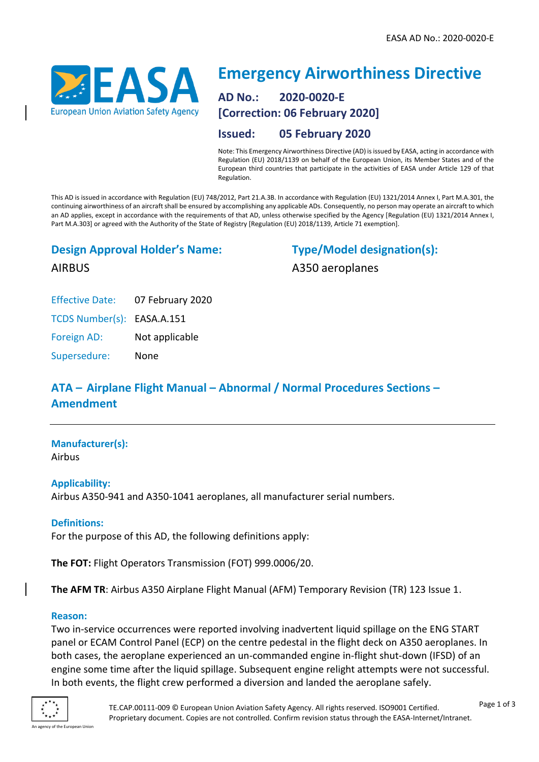# Emergency Airworthiness Directive

**AD No.: 2020-0020-E**
**[Correction: 06 February 2020]**

**Issued: 05 February 2020**

Note: This Emergency Airworthiness Directive (AD) is issued by EASA, acting in accordance with Regulation (EU) 2018/1139 on behalf of the European Union, its Member States and of the European third countries that participate in the activities of EASA under Article 129 of that Regulation.

This AD is issued in accordance with Regulation (EU) 748/2012, Part 21.A.3B. In accordance with Regulation (EU) 1321/2014 Annex I, Part M.A.301, the continuing airworthiness of an aircraft shall be ensured by accomplishing any applicable ADs. Consequently, no person may operate an aircraft to which an AD applies, except in accordance with the requirements of that AD, unless otherwise specified by the Agency [Regulation (EU) 1321/2014 Annex I, Part M.A.303] or agreed with the Authority of the State of Registry [Regulation (EU) 2018/1139, Article 71 exemption].

## Design Approval Holder's Name:

AIRBUS

## Type/Model designation(s):

A350 aeroplanes

Effective Date: 07 February 2020

TCDS Number(s): EASA.A.151

Foreign AD: Not applicable

Supersedure: None

## ATA – Airplane Flight Manual – Abnormal / Normal Procedures Sections – Amendment

### Manufacturer(s):

Airbus

### Applicability:

Airbus A350-941 and A350-1041 aeroplanes, all manufacturer serial numbers.

### Definitions:

For the purpose of this AD, the following definitions apply:

**The FOT:** Flight Operators Transmission (FOT) 999.0006/20.

**The AFM TR**: Airbus A350 Airplane Flight Manual (AFM) Temporary Revision (TR) 123 Issue 1.

### Reason:

Two in-service occurrences were reported involving inadvertent liquid spillage on the ENG START panel or ECAM Control Panel (ECP) on the centre pedestal in the flight deck on A350 aeroplanes. In both cases, the aeroplane experienced an un-commanded engine in-flight shut-down (IFSD) of an engine some time after the liquid spillage. Subsequent engine relight attempts were not successful. In both events, the flight crew performed a diversion and landed the aeroplane safely.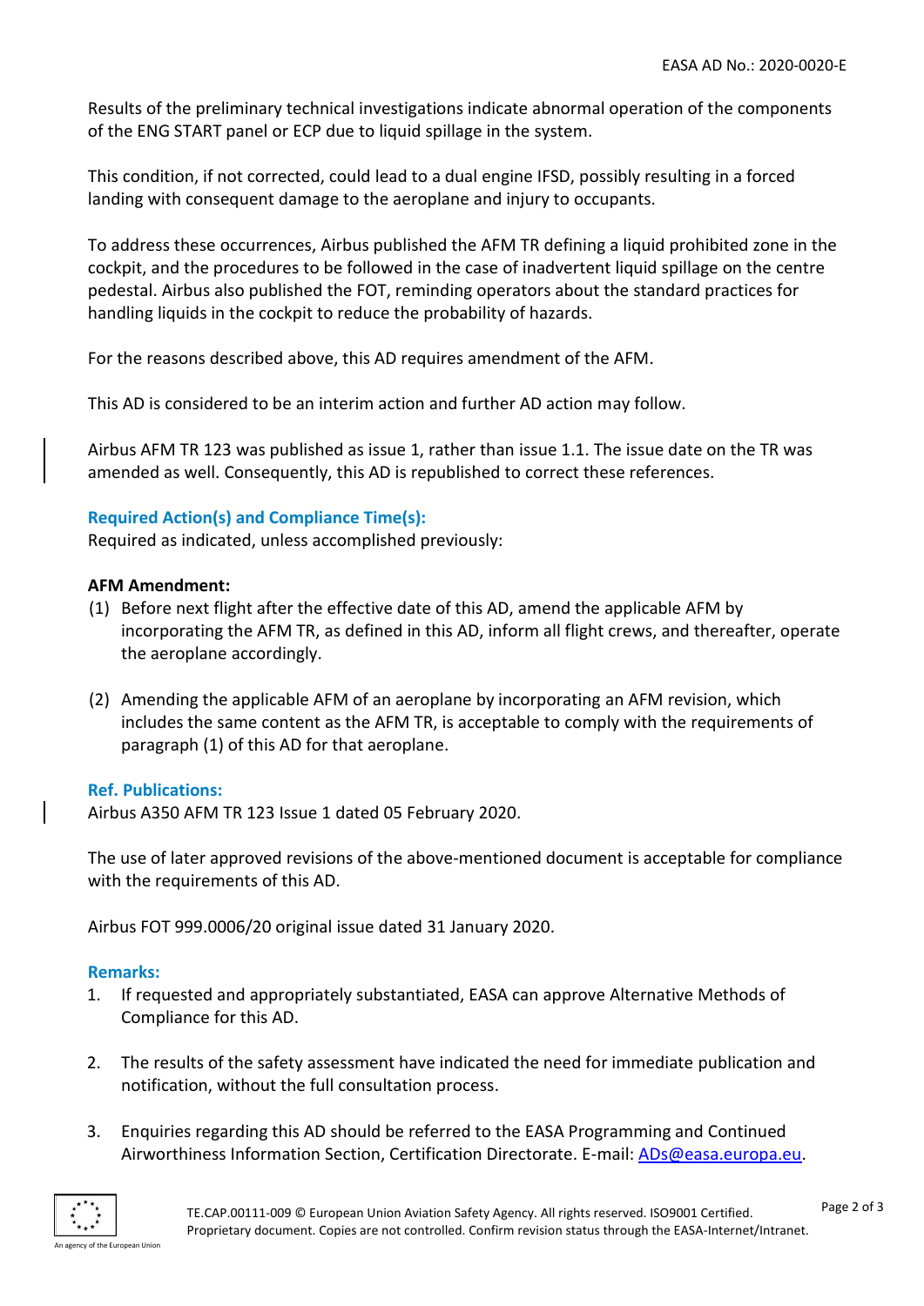Results of the preliminary technical investigations indicate abnormal operation of the components of the ENG START panel or ECP due to liquid spillage in the system.

This condition, if not corrected, could lead to a dual engine IFSD, possibly resulting in a forced landing with consequent damage to the aeroplane and injury to occupants.

To address these occurrences, Airbus published the AFM TR defining a liquid prohibited zone in the cockpit, and the procedures to be followed in the case of inadvertent liquid spillage on the centre pedestal. Airbus also published the FOT, reminding operators about the standard practices for handling liquids in the cockpit to reduce the probability of hazards.

For the reasons described above, this AD requires amendment of the AFM.

This AD is considered to be an interim action and further AD action may follow.

Airbus AFM TR 123 was published as issue 1, rather than issue 1.1. The issue date on the TR was amended as well. Consequently, this AD is republished to correct these references.

### Required Action(s) and Compliance Time(s):

Required as indicated, unless accomplished previously:

**AFM Amendment:**

(1) Before next flight after the effective date of this AD, amend the applicable AFM by incorporating the AFM TR, as defined in this AD, inform all flight crews, and thereafter, operate the aeroplane accordingly.

(2) Amending the applicable AFM of an aeroplane by incorporating an AFM revision, which includes the same content as the AFM TR, is acceptable to comply with the requirements of paragraph (1) of this AD for that aeroplane.

### Ref. Publications:

Airbus A350 AFM TR 123 Issue 1 dated 05 February 2020.

The use of later approved revisions of the above-mentioned document is acceptable for compliance with the requirements of this AD.

Airbus FOT 999.0006/20 original issue dated 31 January 2020.

### Remarks:

1. If requested and appropriately substantiated, EASA can approve Alternative Methods of Compliance for this AD.

2. The results of the safety assessment have indicated the need for immediate publication and notification, without the full consultation process.

3. Enquiries regarding this AD should be referred to the EASA Programming and Continued Airworthiness Information Section, Certification Directorate. E-mail: ADs@easa.europa.eu.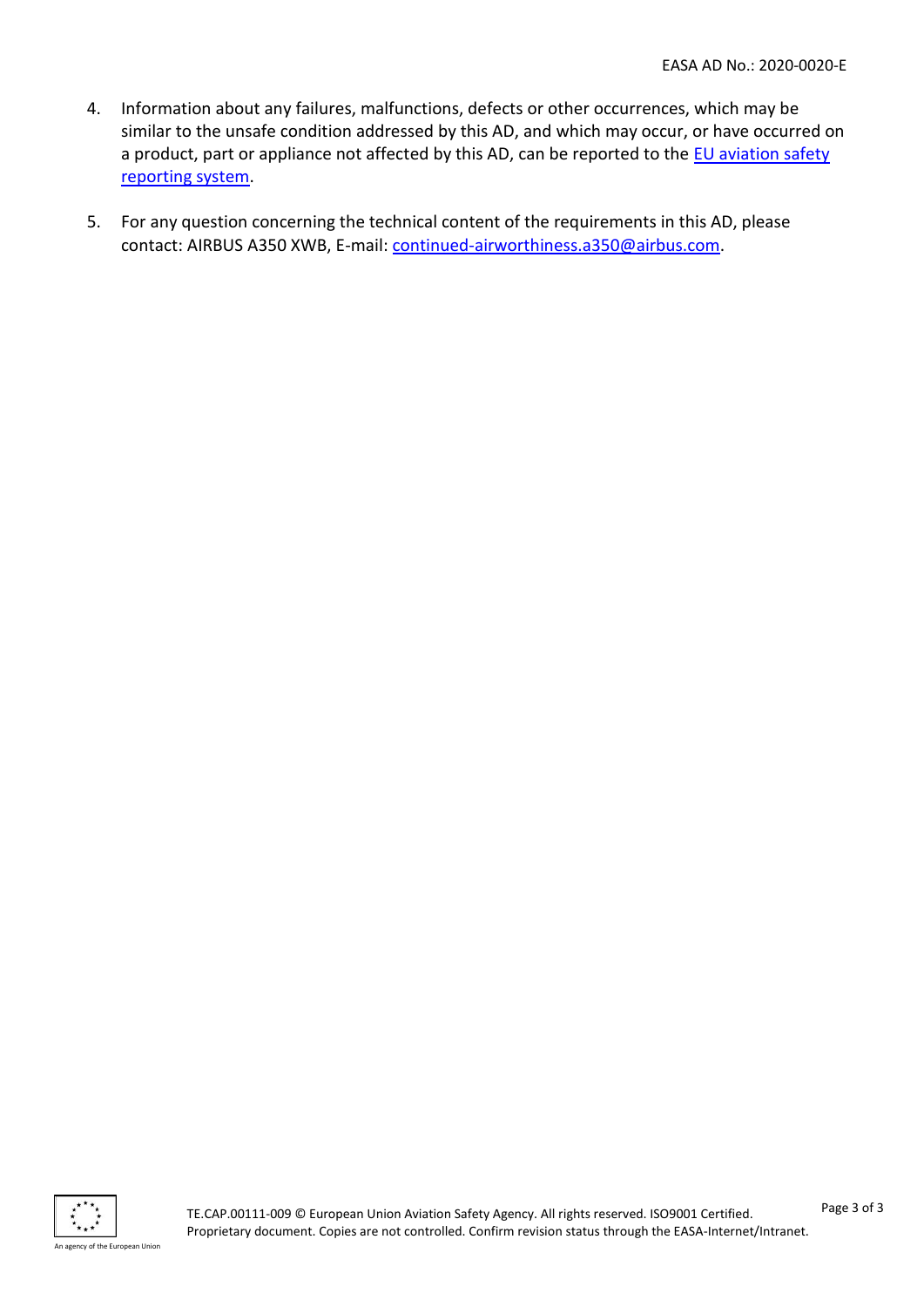4. Information about any failures, malfunctions, defects or other occurrences, which may be similar to the unsafe condition addressed by this AD, and which may occur, or have occurred on a product, part or appliance not affected by this AD, can be reported to the EU aviation safety reporting system.

5. For any question concerning the technical content of the requirements in this AD, please contact: AIRBUS A350 XWB, E-mail: continued-airworthiness.a350@airbus.com.